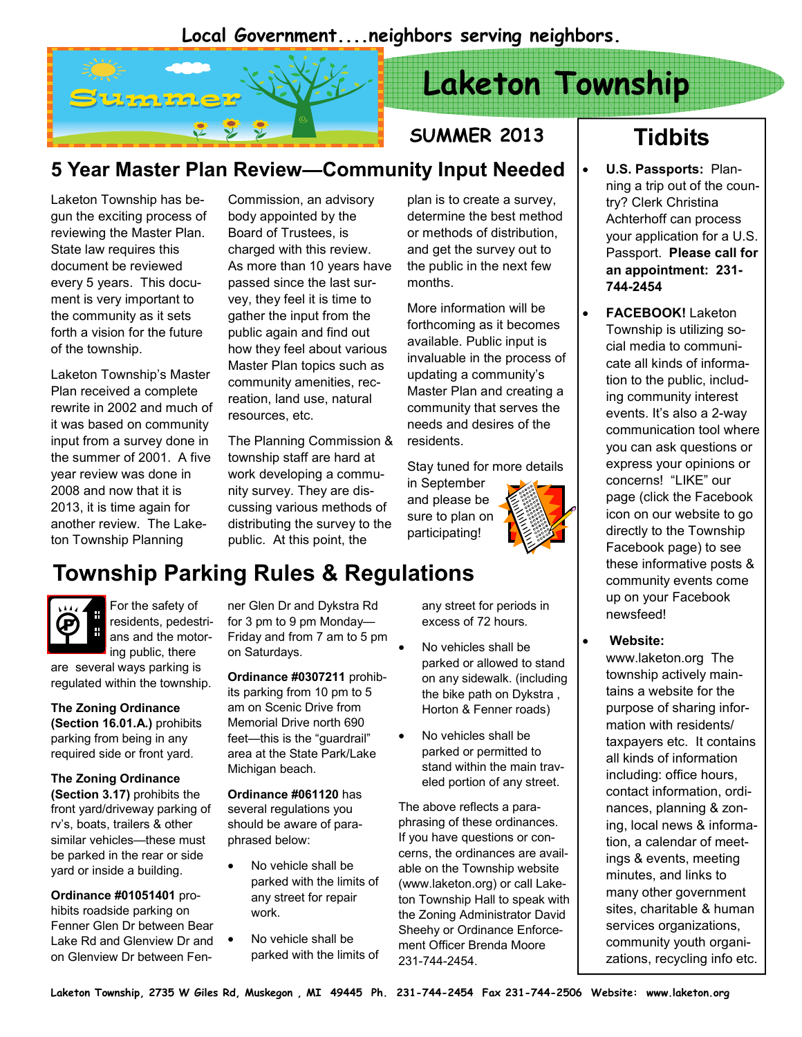Local Government....neighbors serving neighbors.

# Laketon Township

SUMMER 2013

## 5 Year Master Plan Review—Community Input Needed

Laketon Township has begun the exciting process of reviewing the Master Plan. State law requires this document be reviewed every 5 years. This document is very important to the community as it sets forth a vision for the future of the township.

Laketon Township's Master Plan received a complete rewrite in 2002 and much of it was based on community input from a survey done in the summer of 2001. A five year review was done in 2008 and now that it is 2013, it is time again for another review. The Laketon Township Planning Commission, an advisory body appointed by the Board of Trustees, is charged with this review. As more than 10 years have passed since the last survey, they feel it is time to gather the input from the public again and find out how they feel about various Master Plan topics such as community amenities, recreation, land use, natural resources, etc.

The Planning Commission & township staff are hard at work developing a community survey. They are discussing various methods of distributing the survey to the public. At this point, the plan is to create a survey, determine the best method or methods of distribution, and get the survey out to the public in the next few months.

More information will be forthcoming as it becomes available. Public input is invaluable in the process of updating a community's Master Plan and creating a community that serves the needs and desires of the residents.

Stay tuned for more details in September and please be sure to plan on participating!

## Township Parking Rules & Regulations

For the safety of residents, pedestrians and the motoring public, there are several ways parking is regulated within the township.

**The Zoning Ordinance (Section 16.01.A.)** prohibits parking from being in any required side or front yard.

**The Zoning Ordinance (Section 3.17)** prohibits the front yard/driveway parking of rv's, boats, trailers & other similar vehicles—these must be parked in the rear or side yard or inside a building.

**Ordinance #01051401** prohibits roadside parking on Fenner Glen Dr between Bear Lake Rd and Glenview Dr and on Glenview Dr between Fenner Glen Dr and Dykstra Rd for 3 pm to 9 pm Monday—Friday and from 7 am to 5 pm on Saturdays.

**Ordinance #0307211** prohibits parking from 10 pm to 5 am on Scenic Drive from Memorial Drive north 690 feet—this is the "guardrail" area at the State Park/Lake Michigan beach.

**Ordinance #061120** has several regulations you should be aware of paraphrased below:

- No vehicle shall be parked with the limits of any street for repair work.
- No vehicle shall be parked with the limits of any street for periods in excess of 72 hours.
- No vehicles shall be parked or allowed to stand on any sidewalk. (including the bike path on Dykstra , Horton & Fenner roads)
- No vehicles shall be parked or permitted to stand within the main traveled portion of any street.

The above reflects a paraphrasing of these ordinances. If you have questions or concerns, the ordinances are available on the Township website (www.laketon.org) or call Laketon Township Hall to speak with the Zoning Administrator David Sheehy or Ordinance Enforcement Officer Brenda Moore 231-744-2454.

## Tidbits

- **U.S. Passports:** Planning a trip out of the country? Clerk Christina Achterhoff can process your application for a U.S. Passport. **Please call for an appointment: 231-744-2454**
- **FACEBOOK!** Laketon Township is utilizing social media to communicate all kinds of information to the public, including community interest events. It's also a 2-way communication tool where you can ask questions or express your opinions or concerns! "LIKE" our page (click the Facebook icon on our website to go directly to the Township Facebook page) to see these informative posts & community events come up on your Facebook newsfeed!
- **Website:** www.laketon.org The township actively maintains a website for the purpose of sharing information with residents/ taxpayers etc. It contains all kinds of information including: office hours, contact information, ordinances, planning & zoning, local news & information, a calendar of meetings & events, meeting minutes, and links to many other government sites, charitable & human services organizations, community youth organizations, recycling info etc.

Laketon Township, 2735 W Giles Rd, Muskegon , MI 49445 Ph. 231-744-2454 Fax 231-744-2506 Website: www.laketon.org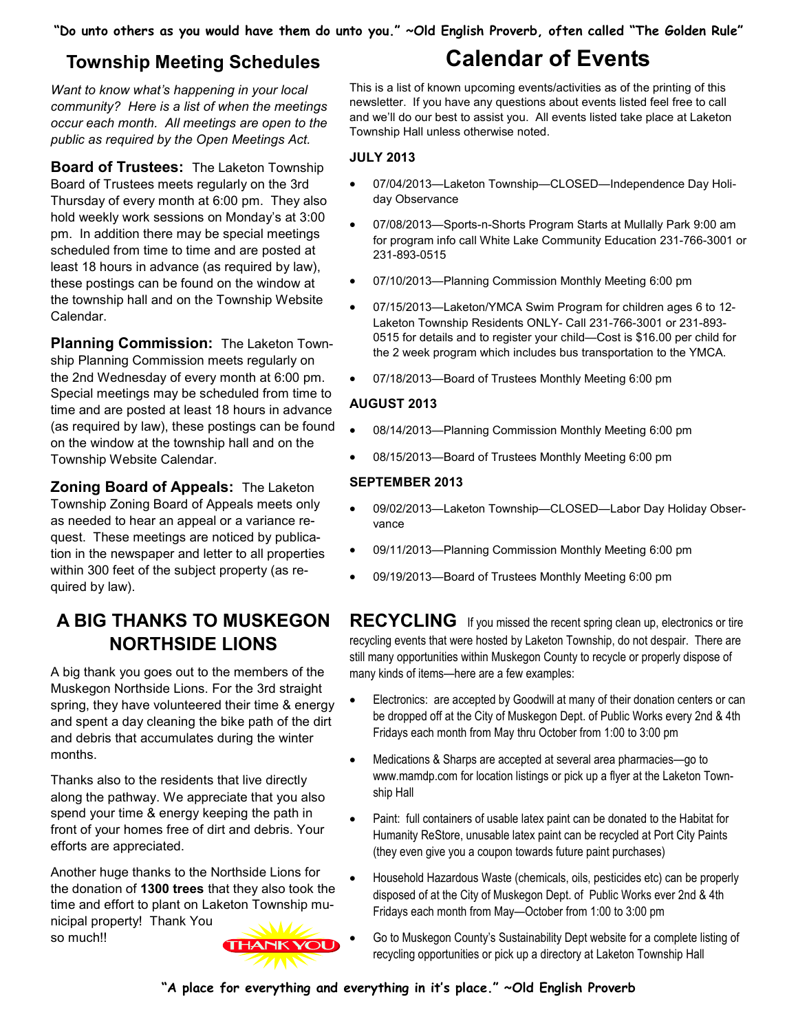**"Do unto others as you would have them do unto you." ~Old English Proverb, often called "The Golden Rule"**

## Township Meeting Schedules

*Want to know what's happening in your local community? Here is a list of when the meetings occur each month. All meetings are open to the public as required by the Open Meetings Act.*

**Board of Trustees:** The Laketon Township Board of Trustees meets regularly on the 3rd Thursday of every month at 6:00 pm. They also hold weekly work sessions on Monday's at 3:00 pm. In addition there may be special meetings scheduled from time to time and are posted at least 18 hours in advance (as required by law), these postings can be found on the window at the township hall and on the Township Website Calendar.

**Planning Commission:** The Laketon Township Planning Commission meets regularly on the 2nd Wednesday of every month at 6:00 pm. Special meetings may be scheduled from time to time and are posted at least 18 hours in advance (as required by law), these postings can be found on the window at the township hall and on the Township Website Calendar.

**Zoning Board of Appeals:** The Laketon Township Zoning Board of Appeals meets only as needed to hear an appeal or a variance request. These meetings are noticed by publication in the newspaper and letter to all properties within 300 feet of the subject property (as required by law).

## A BIG THANKS TO MUSKEGON NORTHSIDE LIONS

A big thank you goes out to the members of the Muskegon Northside Lions. For the 3rd straight spring, they have volunteered their time & energy and spent a day cleaning the bike path of the dirt and debris that accumulates during the winter months.

Thanks also to the residents that live directly along the pathway. We appreciate that you also spend your time & energy keeping the path in front of your homes free of dirt and debris. Your efforts are appreciated.

Another huge thanks to the Northside Lions for the donation of **1300 trees** that they also took the time and effort to plant on Laketon Township municipal property! Thank You so much!!

THANK YOU

## Calendar of Events

This is a list of known upcoming events/activities as of the printing of this newsletter. If you have any questions about events listed feel free to call and we'll do our best to assist you. All events listed take place at Laketon Township Hall unless otherwise noted.

**JULY 2013**

- 07/04/2013—Laketon Township—CLOSED—Independence Day Holiday Observance
- 07/08/2013—Sports-n-Shorts Program Starts at Mullally Park 9:00 am for program info call White Lake Community Education 231-766-3001 or 231-893-0515
- 07/10/2013—Planning Commission Monthly Meeting 6:00 pm
- 07/15/2013—Laketon/YMCA Swim Program for children ages 6 to 12- Laketon Township Residents ONLY- Call 231-766-3001 or 231-893-0515 for details and to register your child—Cost is $16.00 per child for the 2 week program which includes bus transportation to the YMCA.
- 07/18/2013—Board of Trustees Monthly Meeting 6:00 pm

**AUGUST 2013**

- 08/14/2013—Planning Commission Monthly Meeting 6:00 pm
- 08/15/2013—Board of Trustees Monthly Meeting 6:00 pm

**SEPTEMBER 2013**

- 09/02/2013—Laketon Township—CLOSED—Labor Day Holiday Observance
- 09/11/2013—Planning Commission Monthly Meeting 6:00 pm
- 09/19/2013—Board of Trustees Monthly Meeting 6:00 pm

**RECYCLING** If you missed the recent spring clean up, electronics or tire recycling events that were hosted by Laketon Township, do not despair. There are still many opportunities within Muskegon County to recycle or properly dispose of many kinds of items—here are a few examples:

- Electronics: are accepted by Goodwill at many of their donation centers or can be dropped off at the City of Muskegon Dept. of Public Works every 2nd & 4th Fridays each month from May thru October from 1:00 to 3:00 pm
- Medications & Sharps are accepted at several area pharmacies—go to www.mamdp.com for location listings or pick up a flyer at the Laketon Township Hall
- Paint: full containers of usable latex paint can be donated to the Habitat for Humanity ReStore, unusable latex paint can be recycled at Port City Paints (they even give you a coupon towards future paint purchases)
- Household Hazardous Waste (chemicals, oils, pesticides etc) can be properly disposed of at the City of Muskegon Dept. of Public Works ever 2nd & 4th Fridays each month from May—October from 1:00 to 3:00 pm
- Go to Muskegon County's Sustainability Dept website for a complete listing of recycling opportunities or pick up a directory at Laketon Township Hall

**"A place for everything and everything in it's place." ~Old English Proverb**